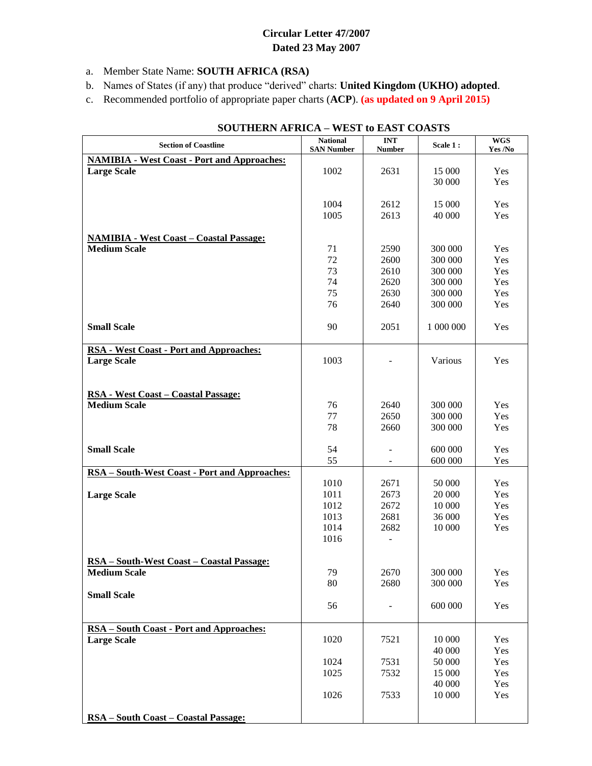**Circular Letter 47/2007**
**Dated 23 May 2007**

a. Member State Name: **SOUTH AFRICA (RSA)**
b. Names of States (if any) that produce "derived" charts: **United Kingdom (UKHO) adopted**.
c. Recommended portfolio of appropriate paper charts (**ACP**). **(as updated on 9 April 2015)**

## SOUTHERN AFRICA – WEST to EAST COASTS

| Section of Coastline | National SAN Number | INT Number | Scale 1 : | WGS Yes /No |
|---|---|---|---|---|
| **NAMIBIA - West Coast - Port and Approaches:** | | | | |
| **Large Scale** | 1002 | 2631 | 15 000 | Yes |
| | | | 30 000 | Yes |
| | 1004 | 2612 | 15 000 | Yes |
| | 1005 | 2613 | 40 000 | Yes |
| **NAMIBIA - West Coast – Coastal Passage:** | | | | |
| **Medium Scale** | 71 | 2590 | 300 000 | Yes |
| | 72 | 2600 | 300 000 | Yes |
| | 73 | 2610 | 300 000 | Yes |
| | 74 | 2620 | 300 000 | Yes |
| | 75 | 2630 | 300 000 | Yes |
| | 76 | 2640 | 300 000 | Yes |
| **Small Scale** | 90 | 2051 | 1 000 000 | Yes |
| **RSA - West Coast - Port and Approaches:** | | | | |
| **Large Scale** | 1003 | - | Various | Yes |
| **RSA - West Coast – Coastal Passage:** | | | | |
| **Medium Scale** | 76 | 2640 | 300 000 | Yes |
| | 77 | 2650 | 300 000 | Yes |
| | 78 | 2660 | 300 000 | Yes |
| **Small Scale** | 54 | - | 600 000 | Yes |
| | 55 | - | 600 000 | Yes |
| **RSA – South-West Coast - Port and Approaches:** | | | | |
| | 1010 | 2671 | 50 000 | Yes |
| **Large Scale** | 1011 | 2673 | 20 000 | Yes |
| | 1012 | 2672 | 10 000 | Yes |
| | 1013 | 2681 | 36 000 | Yes |
| | 1014 | 2682 | 10 000 | Yes |
| | 1016 | - | | |
| **RSA – South-West Coast – Coastal Passage:** | | | | |
| **Medium Scale** | 79 | 2670 | 300 000 | Yes |
| | 80 | 2680 | 300 000 | Yes |
| **Small Scale** | | | | |
| | 56 | - | 600 000 | Yes |
| **RSA – South Coast - Port and Approaches:** | | | | |
| **Large Scale** | 1020 | 7521 | 10 000 | Yes |
| | | | 40 000 | Yes |
| | 1024 | 7531 | 50 000 | Yes |
| | 1025 | 7532 | 15 000 | Yes |
| | | | 40 000 | Yes |
| | 1026 | 7533 | 10 000 | Yes |
| **RSA – South Coast – Coastal Passage:** | | | | |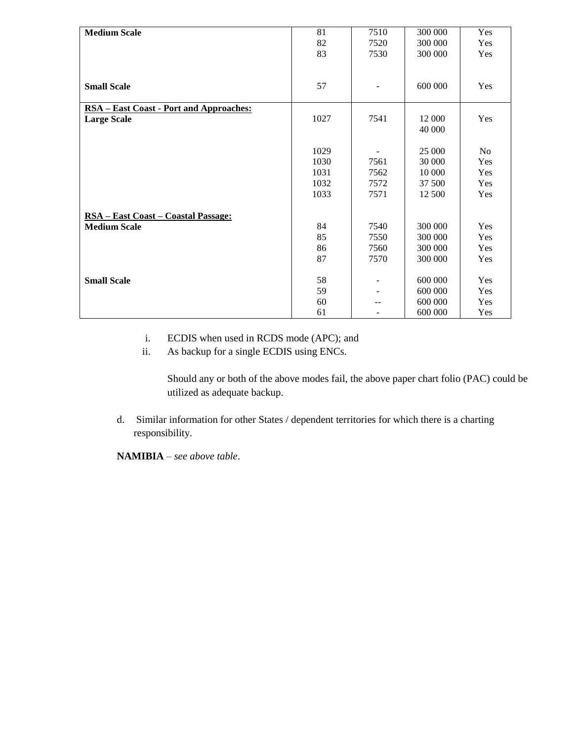| | | | | |
|---|---|---|---|---|
| **Medium Scale** | 81<br>82<br>83 | 7510<br>7520<br>7530 | 300 000<br>300 000<br>300 000 | Yes<br>Yes<br>Yes |
| **Small Scale** | 57 | - | 600 000 | Yes |
| **<u>RSA – East Coast - Port and Approaches:</u>**<br>**Large Scale** | 1027 | 7541 | 12 000<br>40 000 | Yes |
| | 1029<br>1030<br>1031<br>1032<br>1033 | -<br>7561<br>7562<br>7572<br>7571 | 25 000<br>30 000<br>10 000<br>37 500<br>12 500 | No<br>Yes<br>Yes<br>Yes<br>Yes |
| **<u>RSA – East Coast – Coastal Passage:</u>**<br>**Medium Scale** | 84<br>85<br>86<br>87 | 7540<br>7550<br>7560<br>7570 | 300 000<br>300 000<br>300 000<br>300 000 | Yes<br>Yes<br>Yes<br>Yes |
| **Small Scale** | 58<br>59<br>60<br>61 | -<br>-<br>--<br>- | 600 000<br>600 000<br>600 000<br>600 000 | Yes<br>Yes<br>Yes<br>Yes |

i. ECDIS when used in RCDS mode (APC); and

ii. As backup for a single ECDIS using ENCs.

Should any or both of the above modes fail, the above paper chart folio (PAC) could be utilized as adequate backup.

d. Similar information for other States / dependent territories for which there is a charting responsibility.

**NAMIBIA** – *see above table*.